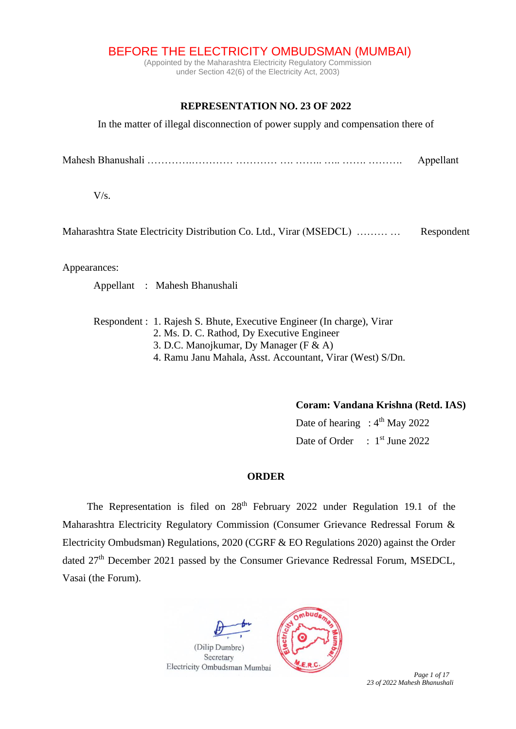# BEFORE THE ELECTRICITY OMBUDSMAN (MUMBAI)

(Appointed by the Maharashtra Electricity Regulatory Commission
under Section 42(6) of the Electricity Act, 2003)

## REPRESENTATION NO. 23 OF 2022

In the matter of illegal disconnection of power supply and compensation there of

Mahesh Bhanushali ………..………… ………… …. …….. ….. ……. ………. Appellant

V/s.

Maharashtra State Electricity Distribution Co. Ltd., Virar (MSEDCL) ……… … Respondent

Appearances:

Appellant : Mahesh Bhanushali

Respondent :
1. Rajesh S. Bhute, Executive Engineer (In charge), Virar
2. Ms. D. C. Rathod, Dy Executive Engineer
3. D.C. Manojkumar, Dy Manager (F & A)
4. Ramu Janu Mahala, Asst. Accountant, Virar (West) S/Dn.

**Coram: Vandana Krishna (Retd. IAS)**

Date of hearing : 4th May 2022

Date of Order : 1st June 2022

## ORDER

The Representation is filed on 28th February 2022 under Regulation 19.1 of the Maharashtra Electricity Regulatory Commission (Consumer Grievance Redressal Forum & Electricity Ombudsman) Regulations, 2020 (CGRF & EO Regulations 2020) against the Order dated 27th December 2021 passed by the Consumer Grievance Redressal Forum, MSEDCL, Vasai (the Forum).

(Dilip Dumbre)
Secretary
Electricity Ombudsman Mumbai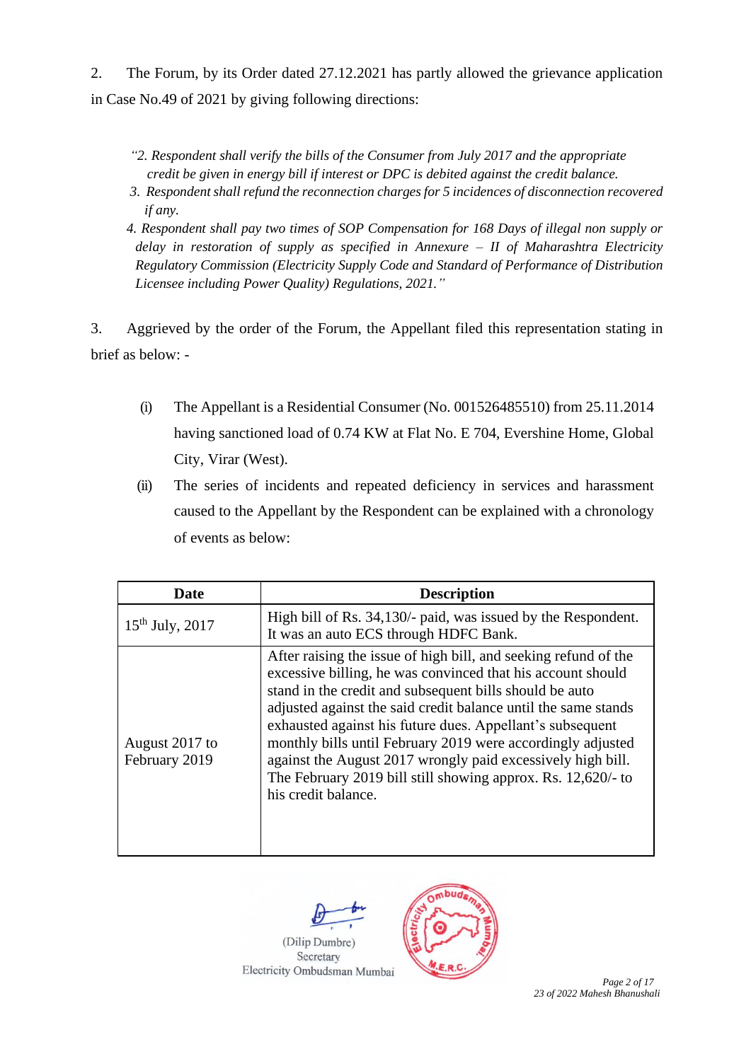2. The Forum, by its Order dated 27.12.2021 has partly allowed the grievance application in Case No.49 of 2021 by giving following directions:

> *"2. Respondent shall verify the bills of the Consumer from July 2017 and the appropriate credit be given in energy bill if interest or DPC is debited against the credit balance.*
>
> *3. Respondent shall refund the reconnection charges for 5 incidences of disconnection recovered if any.*
>
> *4. Respondent shall pay two times of SOP Compensation for 168 Days of illegal non supply or delay in restoration of supply as specified in Annexure – II of Maharashtra Electricity Regulatory Commission (Electricity Supply Code and Standard of Performance of Distribution Licensee including Power Quality) Regulations, 2021."*

3. Aggrieved by the order of the Forum, the Appellant filed this representation stating in brief as below: -

(i) The Appellant is a Residential Consumer (No. 001526485510) from 25.11.2014 having sanctioned load of 0.74 KW at Flat No. E 704, Evershine Home, Global City, Virar (West).

(ii) The series of incidents and repeated deficiency in services and harassment caused to the Appellant by the Respondent can be explained with a chronology of events as below:

| Date | Description |
|---|---|
| 15th July, 2017 | High bill of Rs. 34,130/- paid, was issued by the Respondent. It was an auto ECS through HDFC Bank. |
| August 2017 to February 2019 | After raising the issue of high bill, and seeking refund of the excessive billing, he was convinced that his account should stand in the credit and subsequent bills should be auto adjusted against the said credit balance until the same stands exhausted against his future dues. Appellant's subsequent monthly bills until February 2019 were accordingly adjusted against the August 2017 wrongly paid excessively high bill. The February 2019 bill still showing approx. Rs. 12,620/- to his credit balance. |

(Dilip Dumbre)
Secretary
Electricity Ombudsman Mumbai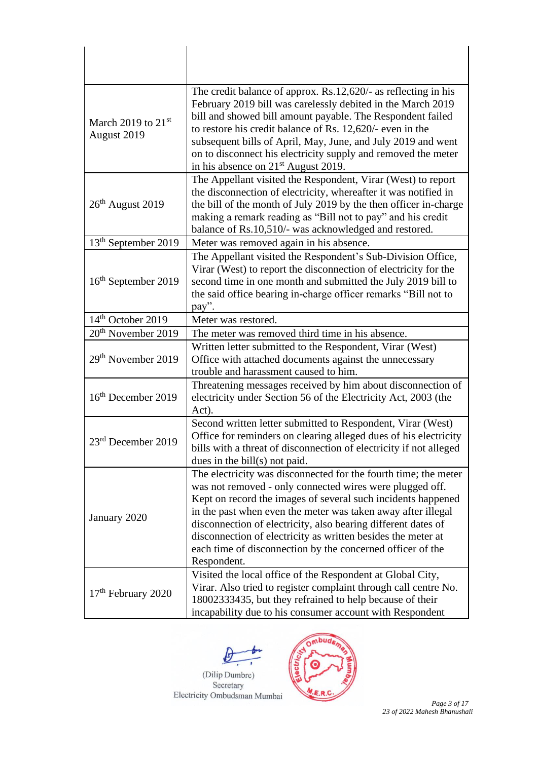| | |
|---|---|
| | |
| March 2019 to 21st August 2019 | The credit balance of approx. Rs.12,620/- as reflecting in his February 2019 bill was carelessly debited in the March 2019 bill and showed bill amount payable. The Respondent failed to restore his credit balance of Rs. 12,620/- even in the subsequent bills of April, May, June, and July 2019 and went on to disconnect his electricity supply and removed the meter in his absence on 21st August 2019. |
| 26th August 2019 | The Appellant visited the Respondent, Virar (West) to report the disconnection of electricity, whereafter it was notified in the bill of the month of July 2019 by the then officer in-charge making a remark reading as "Bill not to pay" and his credit balance of Rs.10,510/- was acknowledged and restored. |
| 13th September 2019 | Meter was removed again in his absence. |
| 16th September 2019 | The Appellant visited the Respondent's Sub-Division Office, Virar (West) to report the disconnection of electricity for the second time in one month and submitted the July 2019 bill to the said office bearing in-charge officer remarks "Bill not to pay". |
| 14th October 2019 | Meter was restored. |
| 20th November 2019 | The meter was removed third time in his absence. |
| 29th November 2019 | Written letter submitted to the Respondent, Virar (West) Office with attached documents against the unnecessary trouble and harassment caused to him. |
| 16th December 2019 | Threatening messages received by him about disconnection of electricity under Section 56 of the Electricity Act, 2003 (the Act). |
| 23rd December 2019 | Second written letter submitted to Respondent, Virar (West) Office for reminders on clearing alleged dues of his electricity bills with a threat of disconnection of electricity if not alleged dues in the bill(s) not paid. |
| January 2020 | The electricity was disconnected for the fourth time; the meter was not removed - only connected wires were plugged off. Kept on record the images of several such incidents happened in the past when even the meter was taken away after illegal disconnection of electricity, also bearing different dates of disconnection of electricity as written besides the meter at each time of disconnection by the concerned officer of the Respondent. |
| 17th February 2020 | Visited the local office of the Respondent at Global City, Virar. Also tried to register complaint through call centre No. 18002333435, but they refrained to help because of their incapability due to his consumer account with Respondent |

(Dilip Dumbre)
Secretary
Electricity Ombudsman Mumbai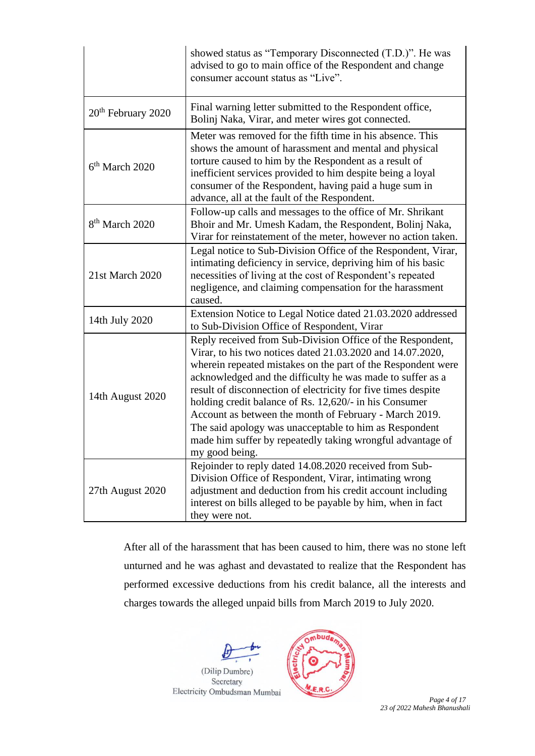| | |
|---|---|
| | showed status as "Temporary Disconnected (T.D.)". He was advised to go to main office of the Respondent and change consumer account status as "Live". |
| 20th February 2020 | Final warning letter submitted to the Respondent office, Bolinj Naka, Virar, and meter wires got connected. |
| 6th March 2020 | Meter was removed for the fifth time in his absence. This shows the amount of harassment and mental and physical torture caused to him by the Respondent as a result of inefficient services provided to him despite being a loyal consumer of the Respondent, having paid a huge sum in advance, all at the fault of the Respondent. |
| 8th March 2020 | Follow-up calls and messages to the office of Mr. Shrikant Bhoir and Mr. Umesh Kadam, the Respondent, Bolinj Naka, Virar for reinstatement of the meter, however no action taken. |
| 21st March 2020 | Legal notice to Sub-Division Office of the Respondent, Virar, intimating deficiency in service, depriving him of his basic necessities of living at the cost of Respondent's repeated negligence, and claiming compensation for the harassment caused. |
| 14th July 2020 | Extension Notice to Legal Notice dated 21.03.2020 addressed to Sub-Division Office of Respondent, Virar |
| 14th August 2020 | Reply received from Sub-Division Office of the Respondent, Virar, to his two notices dated 21.03.2020 and 14.07.2020, wherein repeated mistakes on the part of the Respondent were acknowledged and the difficulty he was made to suffer as a result of disconnection of electricity for five times despite holding credit balance of Rs. 12,620/- in his Consumer Account as between the month of February - March 2019. The said apology was unacceptable to him as Respondent made him suffer by repeatedly taking wrongful advantage of my good being. |
| 27th August 2020 | Rejoinder to reply dated 14.08.2020 received from Sub-Division Office of Respondent, Virar, intimating wrong adjustment and deduction from his credit account including interest on bills alleged to be payable by him, when in fact they were not. |

After all of the harassment that has been caused to him, there was no stone left unturned and he was aghast and devastated to realize that the Respondent has performed excessive deductions from his credit balance, all the interests and charges towards the alleged unpaid bills from March 2019 to July 2020.

(Dilip Dumbre)
Secretary
Electricity Ombudsman Mumbai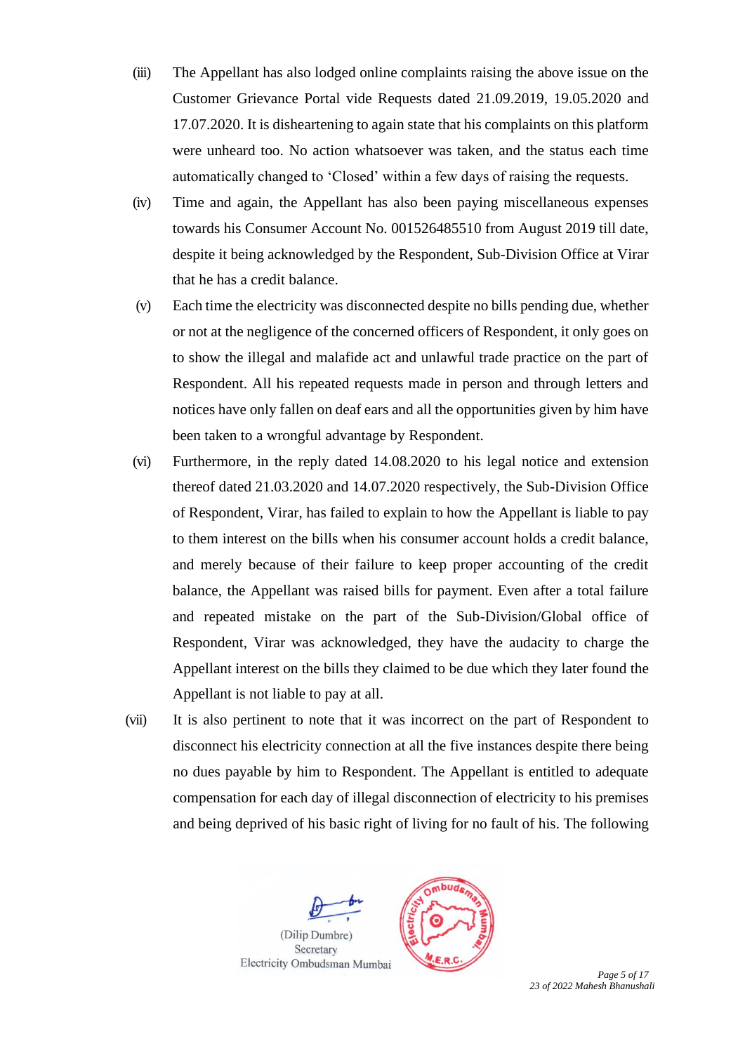(iii) The Appellant has also lodged online complaints raising the above issue on the Customer Grievance Portal vide Requests dated 21.09.2019, 19.05.2020 and 17.07.2020. It is disheartening to again state that his complaints on this platform were unheard too. No action whatsoever was taken, and the status each time automatically changed to 'Closed' within a few days of raising the requests.

(iv) Time and again, the Appellant has also been paying miscellaneous expenses towards his Consumer Account No. 001526485510 from August 2019 till date, despite it being acknowledged by the Respondent, Sub-Division Office at Virar that he has a credit balance.

(v) Each time the electricity was disconnected despite no bills pending due, whether or not at the negligence of the concerned officers of Respondent, it only goes on to show the illegal and malafide act and unlawful trade practice on the part of Respondent. All his repeated requests made in person and through letters and notices have only fallen on deaf ears and all the opportunities given by him have been taken to a wrongful advantage by Respondent.

(vi) Furthermore, in the reply dated 14.08.2020 to his legal notice and extension thereof dated 21.03.2020 and 14.07.2020 respectively, the Sub-Division Office of Respondent, Virar, has failed to explain to how the Appellant is liable to pay to them interest on the bills when his consumer account holds a credit balance, and merely because of their failure to keep proper accounting of the credit balance, the Appellant was raised bills for payment. Even after a total failure and repeated mistake on the part of the Sub-Division/Global office of Respondent, Virar was acknowledged, they have the audacity to charge the Appellant interest on the bills they claimed to be due which they later found the Appellant is not liable to pay at all.

(vii) It is also pertinent to note that it was incorrect on the part of Respondent to disconnect his electricity connection at all the five instances despite there being no dues payable by him to Respondent. The Appellant is entitled to adequate compensation for each day of illegal disconnection of electricity to his premises and being deprived of his basic right of living for no fault of his. The following

(Dilip Dumbre)
Secretary
Electricity Ombudsman Mumbai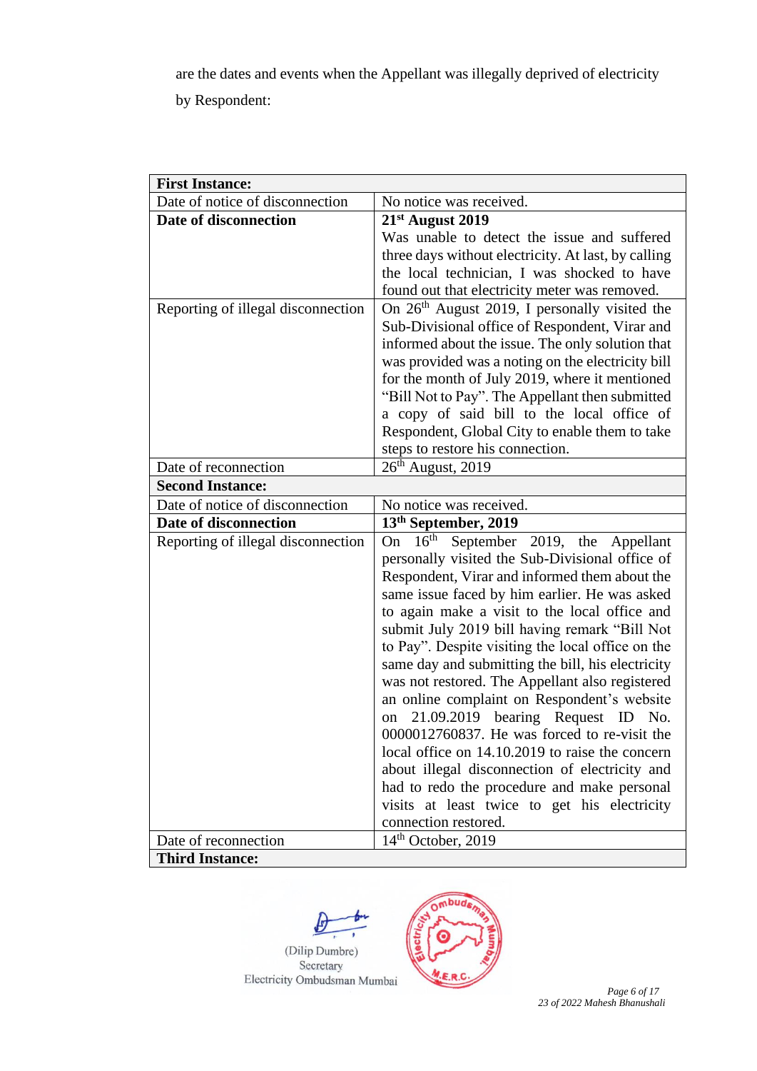are the dates and events when the Appellant was illegally deprived of electricity by Respondent:

| **First Instance:** | |
|---|---|
| Date of notice of disconnection | No notice was received. |
| **Date of disconnection** | **21st August 2019** Was unable to detect the issue and suffered three days without electricity. At last, by calling the local technician, I was shocked to have found out that electricity meter was removed. |
| Reporting of illegal disconnection | On 26th August 2019, I personally visited the Sub-Divisional office of Respondent, Virar and informed about the issue. The only solution that was provided was a noting on the electricity bill for the month of July 2019, where it mentioned "Bill Not to Pay". The Appellant then submitted a copy of said bill to the local office of Respondent, Global City to enable them to take steps to restore his connection. |
| Date of reconnection | 26th August, 2019 |
| **Second Instance:** | |
| Date of notice of disconnection | No notice was received. |
| **Date of disconnection** | **13th September, 2019** |
| Reporting of illegal disconnection | On 16th September 2019, the Appellant personally visited the Sub-Divisional office of Respondent, Virar and informed them about the same issue faced by him earlier. He was asked to again make a visit to the local office and submit July 2019 bill having remark "Bill Not to Pay". Despite visiting the local office on the same day and submitting the bill, his electricity was not restored. The Appellant also registered an online complaint on Respondent's website on 21.09.2019 bearing Request ID No. 0000012760837. He was forced to re-visit the local office on 14.10.2019 to raise the concern about illegal disconnection of electricity and had to redo the procedure and make personal visits at least twice to get his electricity connection restored. |
| Date of reconnection | 14th October, 2019 |
| **Third Instance:** | |

(Dilip Dumbre)
Secretary
Electricity Ombudsman Mumbai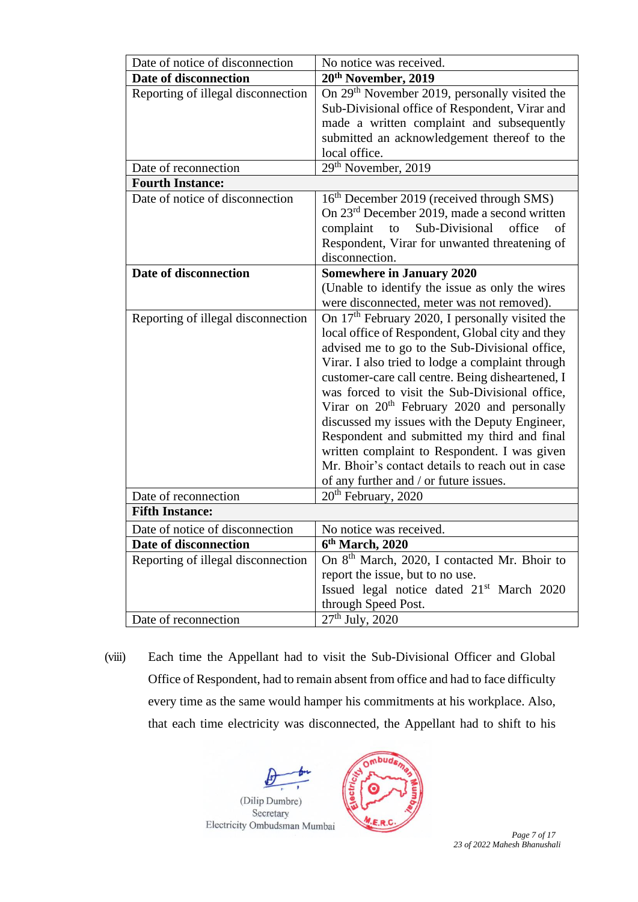| | |
|---|---|
| Date of notice of disconnection | No notice was received. |
| **Date of disconnection** | **20th November, 2019** |
| Reporting of illegal disconnection | On 29th November 2019, personally visited the Sub-Divisional office of Respondent, Virar and made a written complaint and subsequently submitted an acknowledgement thereof to the local office. |
| Date of reconnection | 29th November, 2019 |
| **Fourth Instance:** | |
| Date of notice of disconnection | 16th December 2019 (received through SMS) On 23rd December 2019, made a second written complaint to Sub-Divisional office of Respondent, Virar for unwanted threatening of disconnection. |
| **Date of disconnection** | **Somewhere in January 2020** (Unable to identify the issue as only the wires were disconnected, meter was not removed). |
| Reporting of illegal disconnection | On 17th February 2020, I personally visited the local office of Respondent, Global city and they advised me to go to the Sub-Divisional office, Virar. I also tried to lodge a complaint through customer-care call centre. Being disheartened, I was forced to visit the Sub-Divisional office, Virar on 20th February 2020 and personally discussed my issues with the Deputy Engineer, Respondent and submitted my third and final written complaint to Respondent. I was given Mr. Bhoir's contact details to reach out in case of any further and / or future issues. |
| Date of reconnection | 20th February, 2020 |
| **Fifth Instance:** | |
| Date of notice of disconnection | No notice was received. |
| **Date of disconnection** | **6th March, 2020** |
| Reporting of illegal disconnection | On 8th March, 2020, I contacted Mr. Bhoir to report the issue, but to no use. Issued legal notice dated 21st March 2020 through Speed Post. |
| Date of reconnection | 27th July, 2020 |

(viii) Each time the Appellant had to visit the Sub-Divisional Officer and Global Office of Respondent, had to remain absent from office and had to face difficulty every time as the same would hamper his commitments at his workplace. Also, that each time electricity was disconnected, the Appellant had to shift to his

(Dilip Dumbre)
Secretary
Electricity Ombudsman Mumbai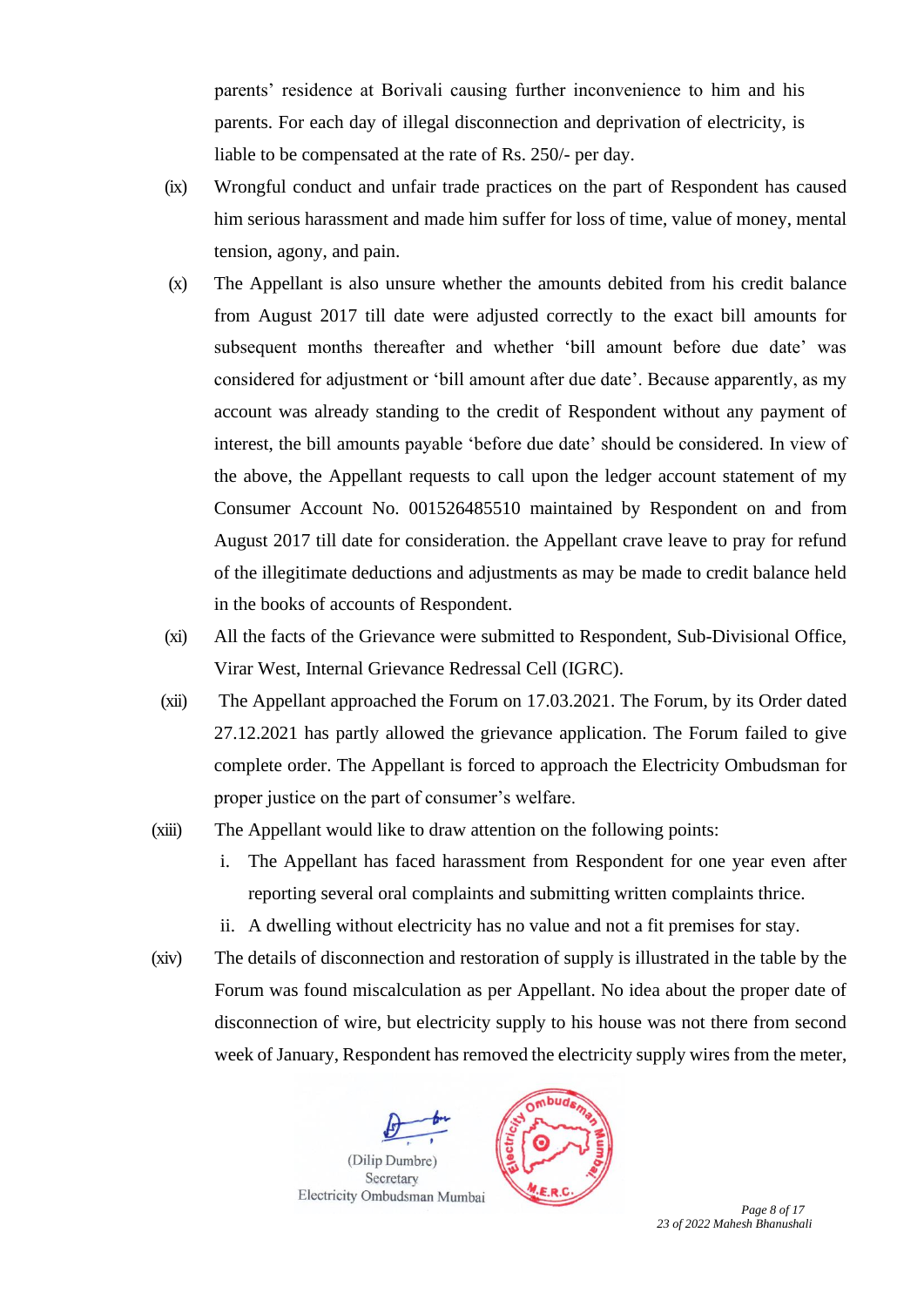parents' residence at Borivali causing further inconvenience to him and his parents. For each day of illegal disconnection and deprivation of electricity, is liable to be compensated at the rate of Rs. 250/- per day.

(ix) Wrongful conduct and unfair trade practices on the part of Respondent has caused him serious harassment and made him suffer for loss of time, value of money, mental tension, agony, and pain.

(x) The Appellant is also unsure whether the amounts debited from his credit balance from August 2017 till date were adjusted correctly to the exact bill amounts for subsequent months thereafter and whether 'bill amount before due date' was considered for adjustment or 'bill amount after due date'. Because apparently, as my account was already standing to the credit of Respondent without any payment of interest, the bill amounts payable 'before due date' should be considered. In view of the above, the Appellant requests to call upon the ledger account statement of my Consumer Account No. 001526485510 maintained by Respondent on and from August 2017 till date for consideration. the Appellant crave leave to pray for refund of the illegitimate deductions and adjustments as may be made to credit balance held in the books of accounts of Respondent.

(xi) All the facts of the Grievance were submitted to Respondent, Sub-Divisional Office, Virar West, Internal Grievance Redressal Cell (IGRC).

(xii) The Appellant approached the Forum on 17.03.2021. The Forum, by its Order dated 27.12.2021 has partly allowed the grievance application. The Forum failed to give complete order. The Appellant is forced to approach the Electricity Ombudsman for proper justice on the part of consumer's welfare.

(xiii) The Appellant would like to draw attention on the following points:

i. The Appellant has faced harassment from Respondent for one year even after reporting several oral complaints and submitting written complaints thrice.

ii. A dwelling without electricity has no value and not a fit premises for stay.

(xiv) The details of disconnection and restoration of supply is illustrated in the table by the Forum was found miscalculation as per Appellant. No idea about the proper date of disconnection of wire, but electricity supply to his house was not there from second week of January, Respondent has removed the electricity supply wires from the meter,

(Dilip Dumbre)
Secretary
Electricity Ombudsman Mumbai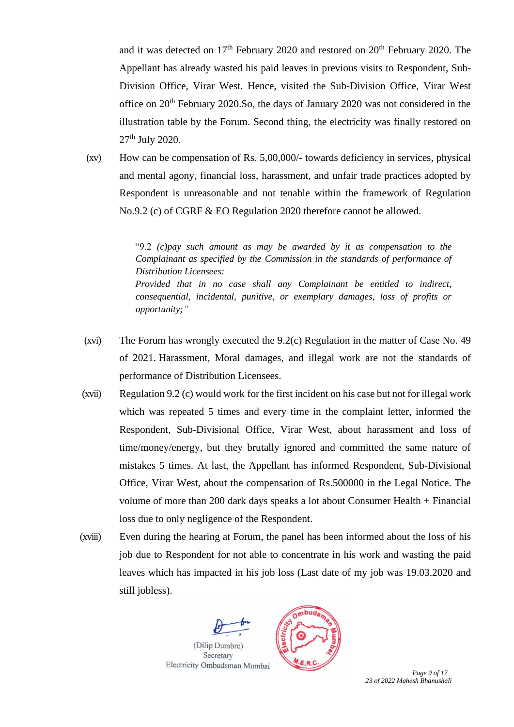and it was detected on 17th February 2020 and restored on 20th February 2020. The Appellant has already wasted his paid leaves in previous visits to Respondent, Sub-Division Office, Virar West. Hence, visited the Sub-Division Office, Virar West office on 20th February 2020.So, the days of January 2020 was not considered in the illustration table by the Forum. Second thing, the electricity was finally restored on 27th July 2020.

(xv) How can be compensation of Rs. 5,00,000/- towards deficiency in services, physical and mental agony, financial loss, harassment, and unfair trade practices adopted by Respondent is unreasonable and not tenable within the framework of Regulation No.9.2 (c) of CGRF & EO Regulation 2020 therefore cannot be allowed.

> "9.2 *(c)pay such amount as may be awarded by it as compensation to the Complainant as specified by the Commission in the standards of performance of Distribution Licensees:*
> *Provided that in no case shall any Complainant be entitled to indirect, consequential, incidental, punitive, or exemplary damages, loss of profits or opportunity;"*

(xvi) The Forum has wrongly executed the 9.2(c) Regulation in the matter of Case No. 49 of 2021. Harassment, Moral damages, and illegal work are not the standards of performance of Distribution Licensees.

(xvii) Regulation 9.2 (c) would work for the first incident on his case but not for illegal work which was repeated 5 times and every time in the complaint letter, informed the Respondent, Sub-Divisional Office, Virar West, about harassment and loss of time/money/energy, but they brutally ignored and committed the same nature of mistakes 5 times. At last, the Appellant has informed Respondent, Sub-Divisional Office, Virar West, about the compensation of Rs.500000 in the Legal Notice. The volume of more than 200 dark days speaks a lot about Consumer Health + Financial loss due to only negligence of the Respondent.

(xviii) Even during the hearing at Forum, the panel has been informed about the loss of his job due to Respondent for not able to concentrate in his work and wasting the paid leaves which has impacted in his job loss (Last date of my job was 19.03.2020 and still jobless).

(Dilip Dumbre)
Secretary
Electricity Ombudsman Mumbai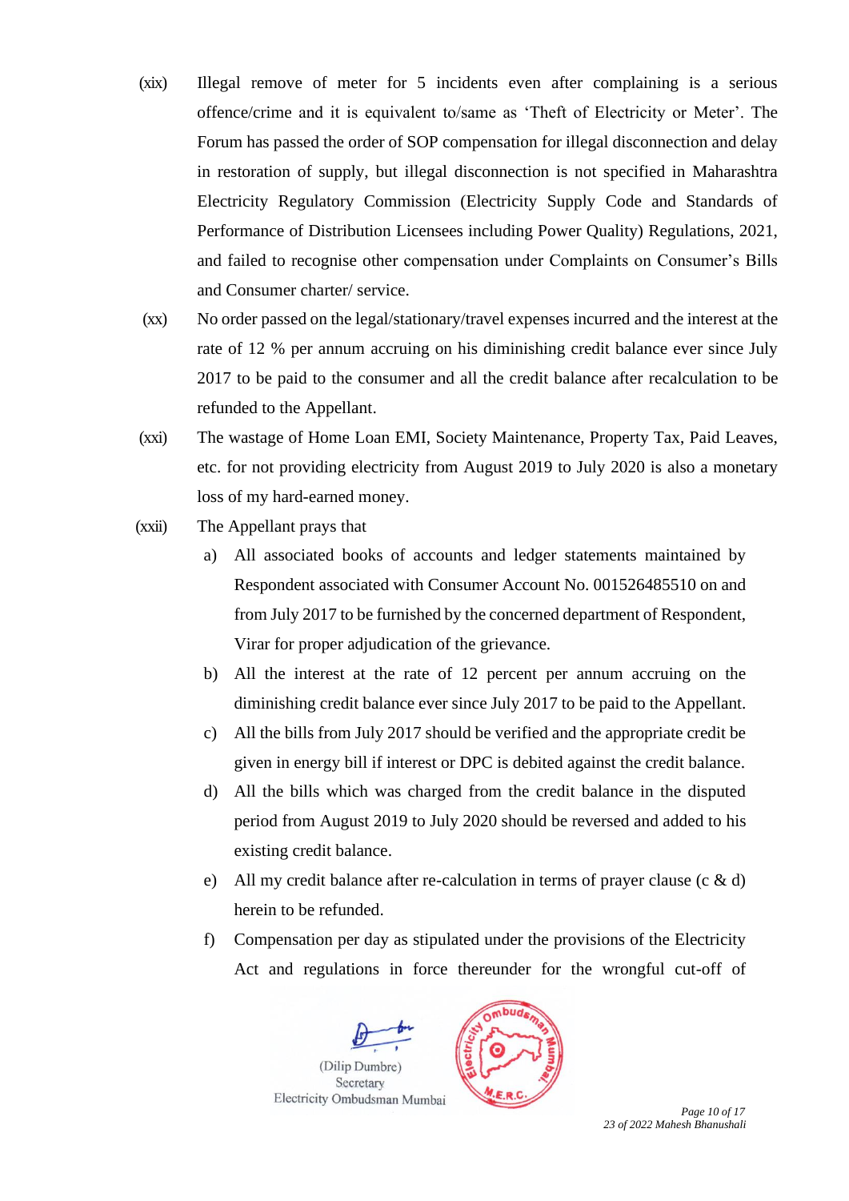(xix) Illegal remove of meter for 5 incidents even after complaining is a serious offence/crime and it is equivalent to/same as 'Theft of Electricity or Meter'. The Forum has passed the order of SOP compensation for illegal disconnection and delay in restoration of supply, but illegal disconnection is not specified in Maharashtra Electricity Regulatory Commission (Electricity Supply Code and Standards of Performance of Distribution Licensees including Power Quality) Regulations, 2021, and failed to recognise other compensation under Complaints on Consumer's Bills and Consumer charter/ service.

(xx) No order passed on the legal/stationary/travel expenses incurred and the interest at the rate of 12 % per annum accruing on his diminishing credit balance ever since July 2017 to be paid to the consumer and all the credit balance after recalculation to be refunded to the Appellant.

(xxi) The wastage of Home Loan EMI, Society Maintenance, Property Tax, Paid Leaves, etc. for not providing electricity from August 2019 to July 2020 is also a monetary loss of my hard-earned money.

(xxii) The Appellant prays that

a) All associated books of accounts and ledger statements maintained by Respondent associated with Consumer Account No. 001526485510 on and from July 2017 to be furnished by the concerned department of Respondent, Virar for proper adjudication of the grievance.

b) All the interest at the rate of 12 percent per annum accruing on the diminishing credit balance ever since July 2017 to be paid to the Appellant.

c) All the bills from July 2017 should be verified and the appropriate credit be given in energy bill if interest or DPC is debited against the credit balance.

d) All the bills which was charged from the credit balance in the disputed period from August 2019 to July 2020 should be reversed and added to his existing credit balance.

e) All my credit balance after re-calculation in terms of prayer clause (c & d) herein to be refunded.

f) Compensation per day as stipulated under the provisions of the Electricity Act and regulations in force thereunder for the wrongful cut-off of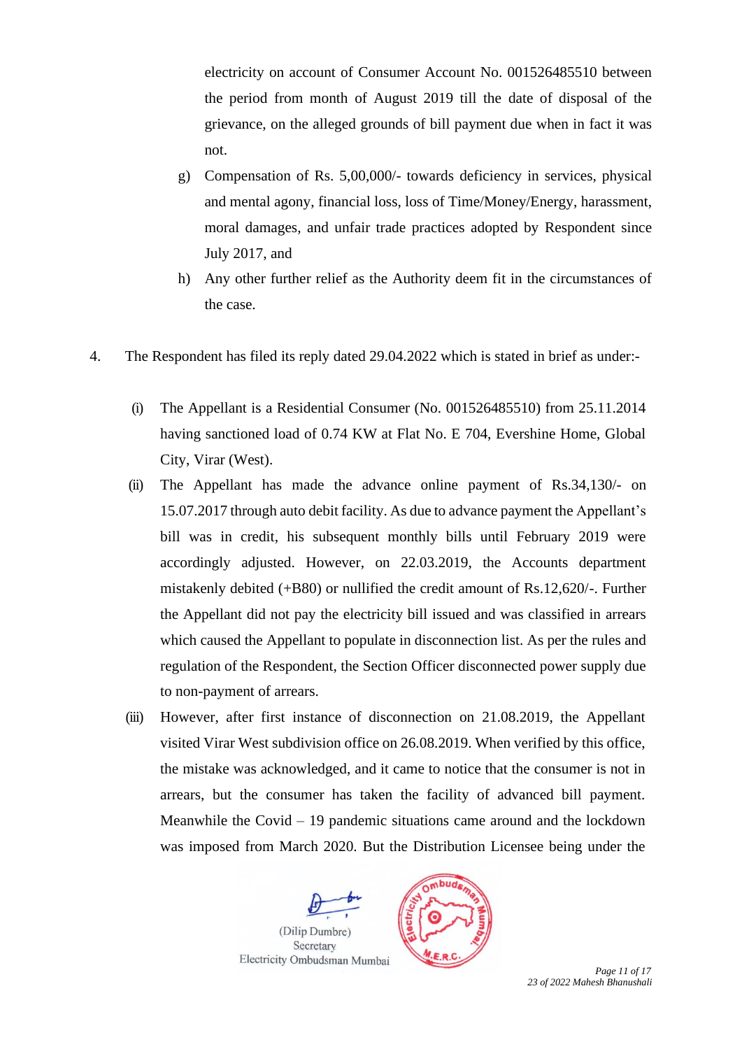electricity on account of Consumer Account No. 001526485510 between the period from month of August 2019 till the date of disposal of the grievance, on the alleged grounds of bill payment due when in fact it was not.

g) Compensation of Rs. 5,00,000/- towards deficiency in services, physical and mental agony, financial loss, loss of Time/Money/Energy, harassment, moral damages, and unfair trade practices adopted by Respondent since July 2017, and

h) Any other further relief as the Authority deem fit in the circumstances of the case.

4. The Respondent has filed its reply dated 29.04.2022 which is stated in brief as under:-

(i) The Appellant is a Residential Consumer (No. 001526485510) from 25.11.2014 having sanctioned load of 0.74 KW at Flat No. E 704, Evershine Home, Global City, Virar (West).

(ii) The Appellant has made the advance online payment of Rs.34,130/- on 15.07.2017 through auto debit facility. As due to advance payment the Appellant's bill was in credit, his subsequent monthly bills until February 2019 were accordingly adjusted. However, on 22.03.2019, the Accounts department mistakenly debited (+B80) or nullified the credit amount of Rs.12,620/-. Further the Appellant did not pay the electricity bill issued and was classified in arrears which caused the Appellant to populate in disconnection list. As per the rules and regulation of the Respondent, the Section Officer disconnected power supply due to non-payment of arrears.

(iii) However, after first instance of disconnection on 21.08.2019, the Appellant visited Virar West subdivision office on 26.08.2019. When verified by this office, the mistake was acknowledged, and it came to notice that the consumer is not in arrears, but the consumer has taken the facility of advanced bill payment. Meanwhile the Covid – 19 pandemic situations came around and the lockdown was imposed from March 2020. But the Distribution Licensee being under the

(Dilip Dumbre)
Secretary
Electricity Ombudsman Mumbai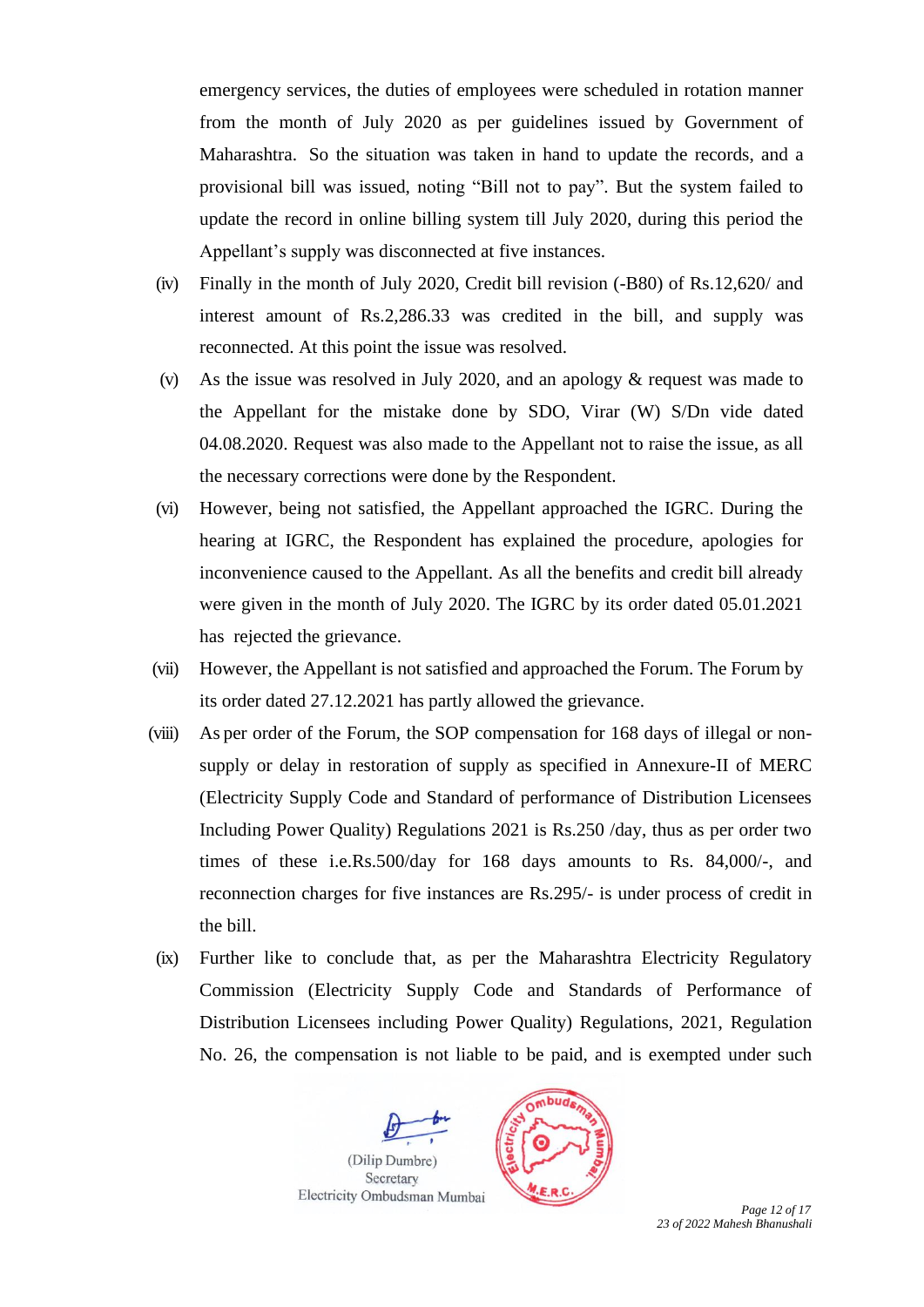emergency services, the duties of employees were scheduled in rotation manner from the month of July 2020 as per guidelines issued by Government of Maharashtra. So the situation was taken in hand to update the records, and a provisional bill was issued, noting "Bill not to pay". But the system failed to update the record in online billing system till July 2020, during this period the Appellant's supply was disconnected at five instances.

(iv) Finally in the month of July 2020, Credit bill revision (-B80) of Rs.12,620/ and interest amount of Rs.2,286.33 was credited in the bill, and supply was reconnected. At this point the issue was resolved.

(v) As the issue was resolved in July 2020, and an apology & request was made to the Appellant for the mistake done by SDO, Virar (W) S/Dn vide dated 04.08.2020. Request was also made to the Appellant not to raise the issue, as all the necessary corrections were done by the Respondent.

(vi) However, being not satisfied, the Appellant approached the IGRC. During the hearing at IGRC, the Respondent has explained the procedure, apologies for inconvenience caused to the Appellant. As all the benefits and credit bill already were given in the month of July 2020. The IGRC by its order dated 05.01.2021 has rejected the grievance.

(vii) However, the Appellant is not satisfied and approached the Forum. The Forum by its order dated 27.12.2021 has partly allowed the grievance.

(viii) As per order of the Forum, the SOP compensation for 168 days of illegal or non-supply or delay in restoration of supply as specified in Annexure-II of MERC (Electricity Supply Code and Standard of performance of Distribution Licensees Including Power Quality) Regulations 2021 is Rs.250 /day, thus as per order two times of these i.e.Rs.500/day for 168 days amounts to Rs. 84,000/-, and reconnection charges for five instances are Rs.295/- is under process of credit in the bill.

(ix) Further like to conclude that, as per the Maharashtra Electricity Regulatory Commission (Electricity Supply Code and Standards of Performance of Distribution Licensees including Power Quality) Regulations, 2021, Regulation No. 26, the compensation is not liable to be paid, and is exempted under such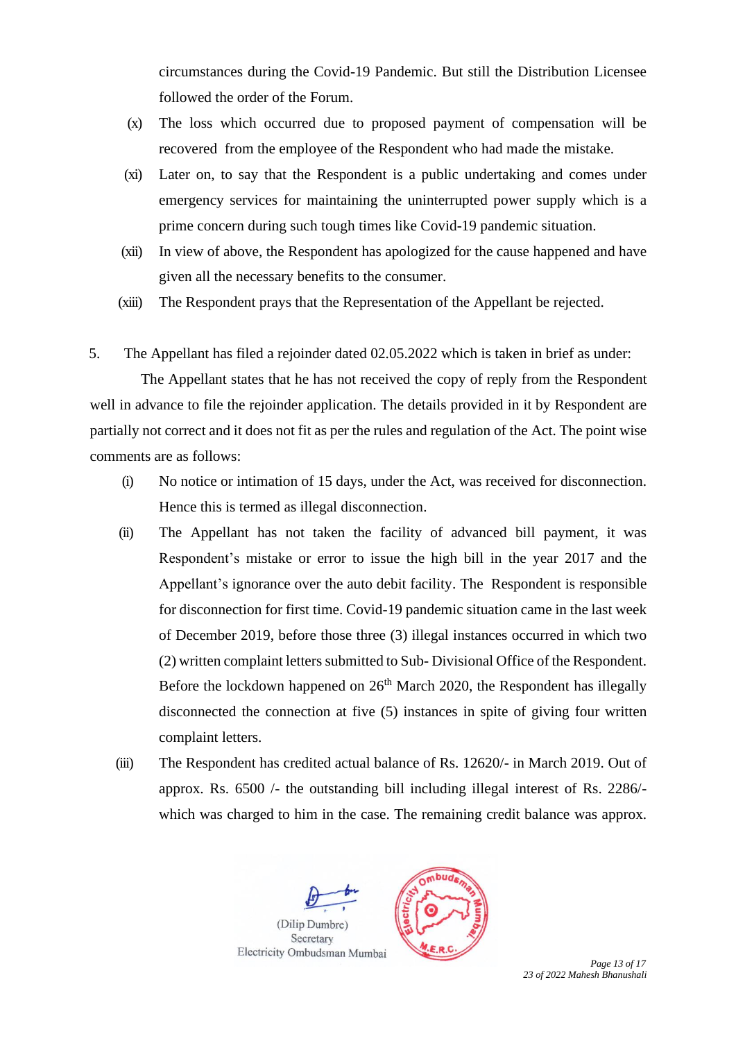circumstances during the Covid-19 Pandemic. But still the Distribution Licensee followed the order of the Forum.

(x) The loss which occurred due to proposed payment of compensation will be recovered from the employee of the Respondent who had made the mistake.

(xi) Later on, to say that the Respondent is a public undertaking and comes under emergency services for maintaining the uninterrupted power supply which is a prime concern during such tough times like Covid-19 pandemic situation.

(xii) In view of above, the Respondent has apologized for the cause happened and have given all the necessary benefits to the consumer.

(xiii) The Respondent prays that the Representation of the Appellant be rejected.

5. The Appellant has filed a rejoinder dated 02.05.2022 which is taken in brief as under:

The Appellant states that he has not received the copy of reply from the Respondent well in advance to file the rejoinder application. The details provided in it by Respondent are partially not correct and it does not fit as per the rules and regulation of the Act. The point wise comments are as follows:

(i) No notice or intimation of 15 days, under the Act, was received for disconnection. Hence this is termed as illegal disconnection.

(ii) The Appellant has not taken the facility of advanced bill payment, it was Respondent's mistake or error to issue the high bill in the year 2017 and the Appellant's ignorance over the auto debit facility. The Respondent is responsible for disconnection for first time. Covid-19 pandemic situation came in the last week of December 2019, before those three (3) illegal instances occurred in which two (2) written complaint letters submitted to Sub- Divisional Office of the Respondent. Before the lockdown happened on 26th March 2020, the Respondent has illegally disconnected the connection at five (5) instances in spite of giving four written complaint letters.

(iii) The Respondent has credited actual balance of Rs. 12620/- in March 2019. Out of approx. Rs. 6500 /- the outstanding bill including illegal interest of Rs. 2286/- which was charged to him in the case. The remaining credit balance was approx.

(Dilip Dumbre)
Secretary
Electricity Ombudsman Mumbai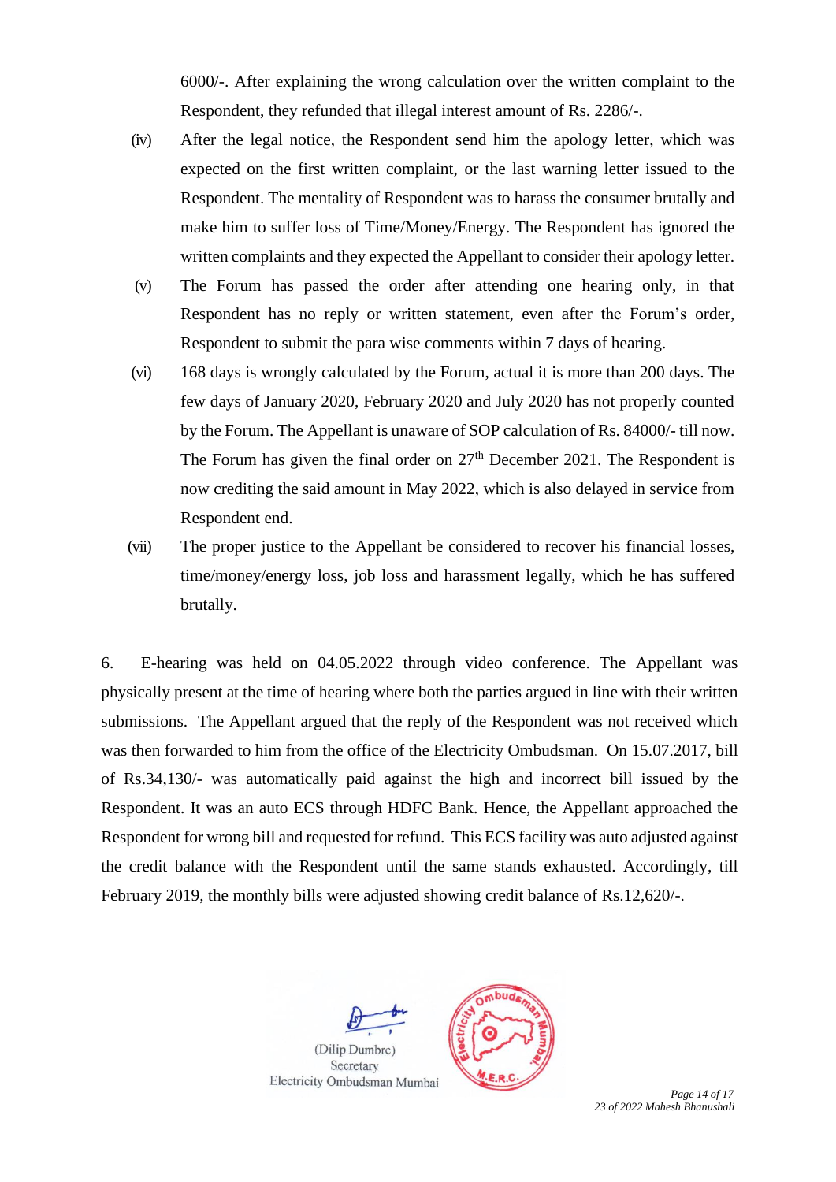6000/-. After explaining the wrong calculation over the written complaint to the Respondent, they refunded that illegal interest amount of Rs. 2286/-.

(iv) After the legal notice, the Respondent send him the apology letter, which was expected on the first written complaint, or the last warning letter issued to the Respondent. The mentality of Respondent was to harass the consumer brutally and make him to suffer loss of Time/Money/Energy. The Respondent has ignored the written complaints and they expected the Appellant to consider their apology letter.

(v) The Forum has passed the order after attending one hearing only, in that Respondent has no reply or written statement, even after the Forum's order, Respondent to submit the para wise comments within 7 days of hearing.

(vi) 168 days is wrongly calculated by the Forum, actual it is more than 200 days. The few days of January 2020, February 2020 and July 2020 has not properly counted by the Forum. The Appellant is unaware of SOP calculation of Rs. 84000/- till now. The Forum has given the final order on 27th December 2021. The Respondent is now crediting the said amount in May 2022, which is also delayed in service from Respondent end.

(vii) The proper justice to the Appellant be considered to recover his financial losses, time/money/energy loss, job loss and harassment legally, which he has suffered brutally.

6. E-hearing was held on 04.05.2022 through video conference. The Appellant was physically present at the time of hearing where both the parties argued in line with their written submissions. The Appellant argued that the reply of the Respondent was not received which was then forwarded to him from the office of the Electricity Ombudsman. On 15.07.2017, bill of Rs.34,130/- was automatically paid against the high and incorrect bill issued by the Respondent. It was an auto ECS through HDFC Bank. Hence, the Appellant approached the Respondent for wrong bill and requested for refund. This ECS facility was auto adjusted against the credit balance with the Respondent until the same stands exhausted. Accordingly, till February 2019, the monthly bills were adjusted showing credit balance of Rs.12,620/-.

(Dilip Dumbre)
Secretary
Electricity Ombudsman Mumbai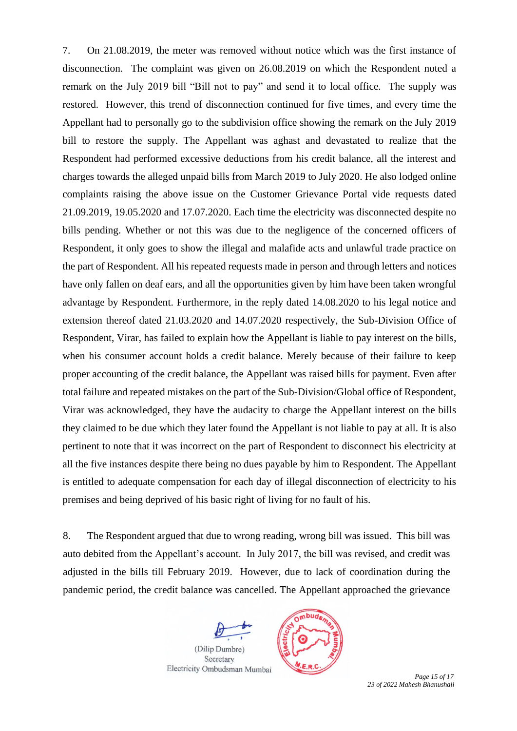7. On 21.08.2019, the meter was removed without notice which was the first instance of disconnection. The complaint was given on 26.08.2019 on which the Respondent noted a remark on the July 2019 bill "Bill not to pay" and send it to local office. The supply was restored. However, this trend of disconnection continued for five times, and every time the Appellant had to personally go to the subdivision office showing the remark on the July 2019 bill to restore the supply. The Appellant was aghast and devastated to realize that the Respondent had performed excessive deductions from his credit balance, all the interest and charges towards the alleged unpaid bills from March 2019 to July 2020. He also lodged online complaints raising the above issue on the Customer Grievance Portal vide requests dated 21.09.2019, 19.05.2020 and 17.07.2020. Each time the electricity was disconnected despite no bills pending. Whether or not this was due to the negligence of the concerned officers of Respondent, it only goes to show the illegal and malafide acts and unlawful trade practice on the part of Respondent. All his repeated requests made in person and through letters and notices have only fallen on deaf ears, and all the opportunities given by him have been taken wrongful advantage by Respondent. Furthermore, in the reply dated 14.08.2020 to his legal notice and extension thereof dated 21.03.2020 and 14.07.2020 respectively, the Sub-Division Office of Respondent, Virar, has failed to explain how the Appellant is liable to pay interest on the bills, when his consumer account holds a credit balance. Merely because of their failure to keep proper accounting of the credit balance, the Appellant was raised bills for payment. Even after total failure and repeated mistakes on the part of the Sub-Division/Global office of Respondent, Virar was acknowledged, they have the audacity to charge the Appellant interest on the bills they claimed to be due which they later found the Appellant is not liable to pay at all. It is also pertinent to note that it was incorrect on the part of Respondent to disconnect his electricity at all the five instances despite there being no dues payable by him to Respondent. The Appellant is entitled to adequate compensation for each day of illegal disconnection of electricity to his premises and being deprived of his basic right of living for no fault of his.

8. The Respondent argued that due to wrong reading, wrong bill was issued. This bill was auto debited from the Appellant's account. In July 2017, the bill was revised, and credit was adjusted in the bills till February 2019. However, due to lack of coordination during the pandemic period, the credit balance was cancelled. The Appellant approached the grievance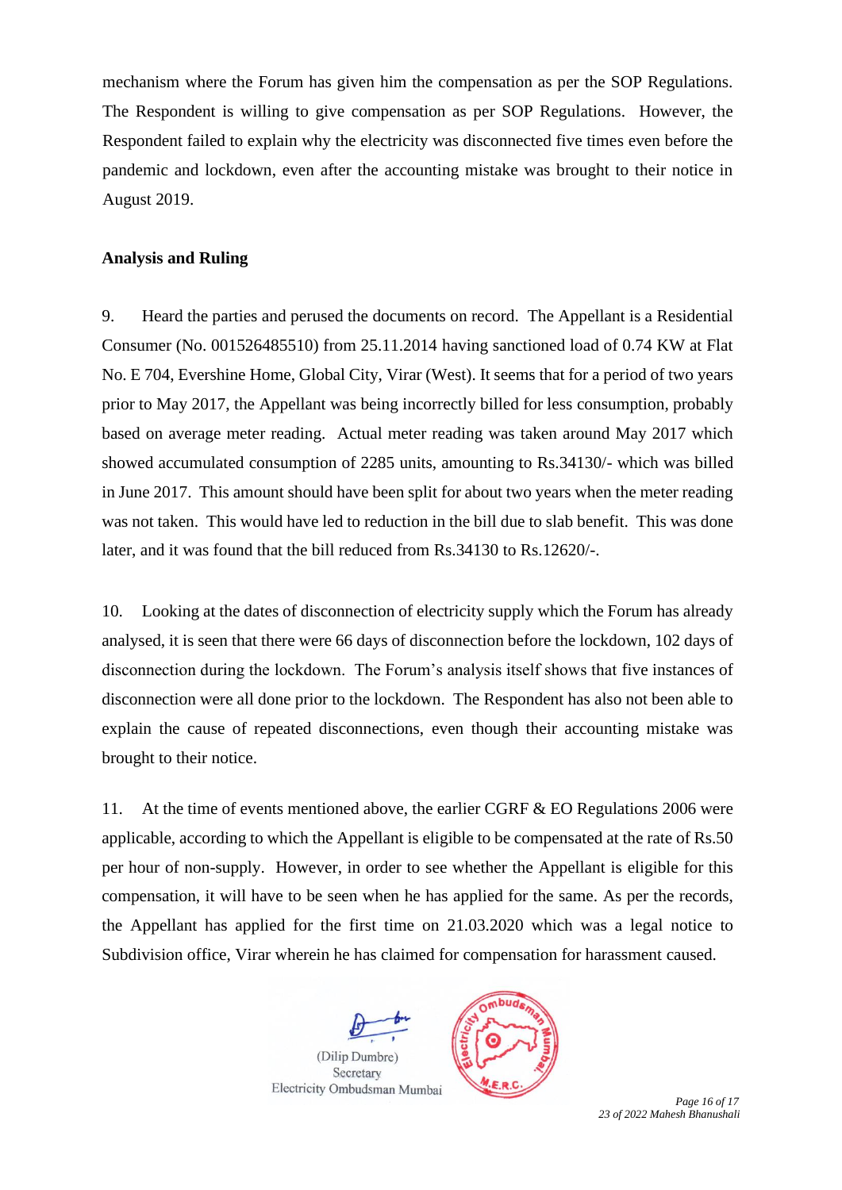mechanism where the Forum has given him the compensation as per the SOP Regulations. The Respondent is willing to give compensation as per SOP Regulations. However, the Respondent failed to explain why the electricity was disconnected five times even before the pandemic and lockdown, even after the accounting mistake was brought to their notice in August 2019.

**Analysis and Ruling**

9. Heard the parties and perused the documents on record. The Appellant is a Residential Consumer (No. 001526485510) from 25.11.2014 having sanctioned load of 0.74 KW at Flat No. E 704, Evershine Home, Global City, Virar (West). It seems that for a period of two years prior to May 2017, the Appellant was being incorrectly billed for less consumption, probably based on average meter reading. Actual meter reading was taken around May 2017 which showed accumulated consumption of 2285 units, amounting to Rs.34130/- which was billed in June 2017. This amount should have been split for about two years when the meter reading was not taken. This would have led to reduction in the bill due to slab benefit. This was done later, and it was found that the bill reduced from Rs.34130 to Rs.12620/-.

10. Looking at the dates of disconnection of electricity supply which the Forum has already analysed, it is seen that there were 66 days of disconnection before the lockdown, 102 days of disconnection during the lockdown. The Forum's analysis itself shows that five instances of disconnection were all done prior to the lockdown. The Respondent has also not been able to explain the cause of repeated disconnections, even though their accounting mistake was brought to their notice.

11. At the time of events mentioned above, the earlier CGRF & EO Regulations 2006 were applicable, according to which the Appellant is eligible to be compensated at the rate of Rs.50 per hour of non-supply. However, in order to see whether the Appellant is eligible for this compensation, it will have to be seen when he has applied for the same. As per the records, the Appellant has applied for the first time on 21.03.2020 which was a legal notice to Subdivision office, Virar wherein he has claimed for compensation for harassment caused.

(Dilip Dumbre)
Secretary
Electricity Ombudsman Mumbai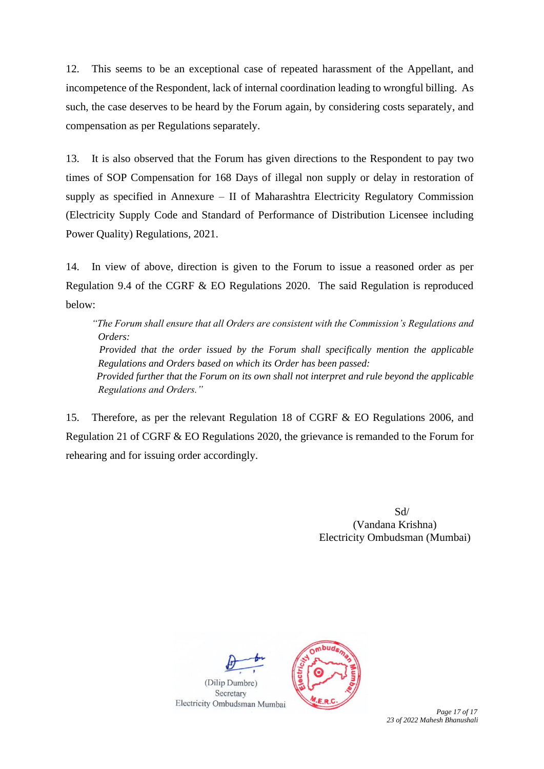12. This seems to be an exceptional case of repeated harassment of the Appellant, and incompetence of the Respondent, lack of internal coordination leading to wrongful billing. As such, the case deserves to be heard by the Forum again, by considering costs separately, and compensation as per Regulations separately.

13. It is also observed that the Forum has given directions to the Respondent to pay two times of SOP Compensation for 168 Days of illegal non supply or delay in restoration of supply as specified in Annexure – II of Maharashtra Electricity Regulatory Commission (Electricity Supply Code and Standard of Performance of Distribution Licensee including Power Quality) Regulations, 2021.

14. In view of above, direction is given to the Forum to issue a reasoned order as per Regulation 9.4 of the CGRF & EO Regulations 2020. The said Regulation is reproduced below:

> *"The Forum shall ensure that all Orders are consistent with the Commission's Regulations and Orders:*
> *Provided that the order issued by the Forum shall specifically mention the applicable Regulations and Orders based on which its Order has been passed:*
> *Provided further that the Forum on its own shall not interpret and rule beyond the applicable Regulations and Orders."*

15. Therefore, as per the relevant Regulation 18 of CGRF & EO Regulations 2006, and Regulation 21 of CGRF & EO Regulations 2020, the grievance is remanded to the Forum for rehearing and for issuing order accordingly.

Sd/
(Vandana Krishna)
Electricity Ombudsman (Mumbai)

(Dilip Dumbre)
Secretary
Electricity Ombudsman Mumbai

23 of 2022 Mahesh Bhanushali